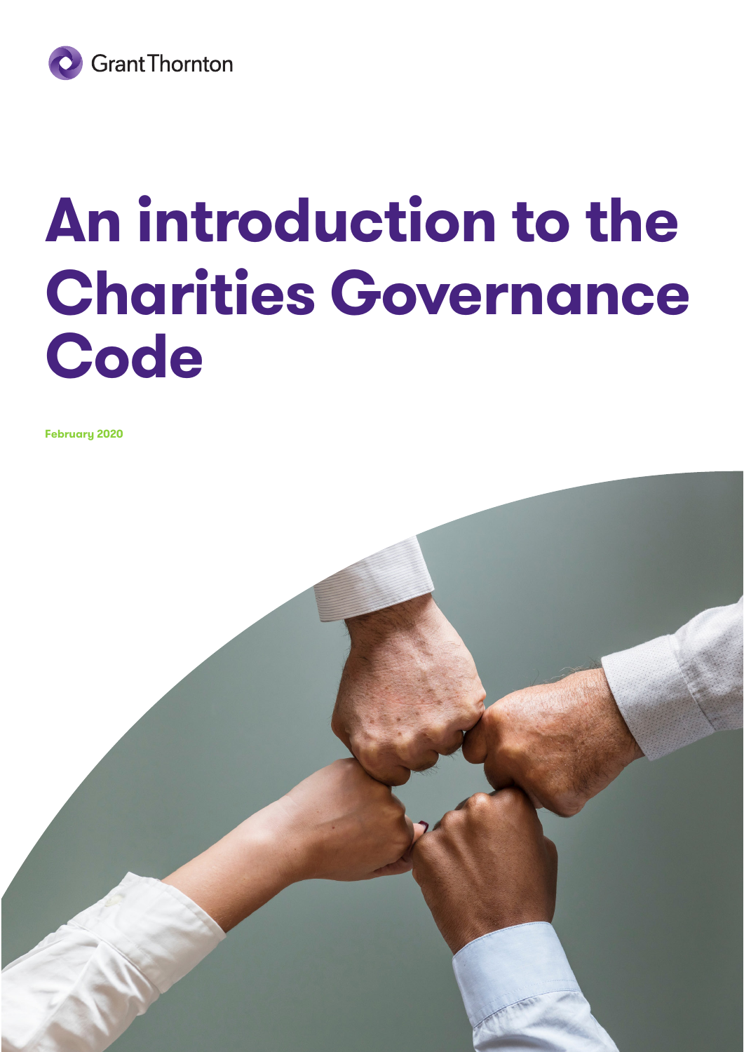Grant Thornton

# An introduction to the Charities Governance Code

**February 2020**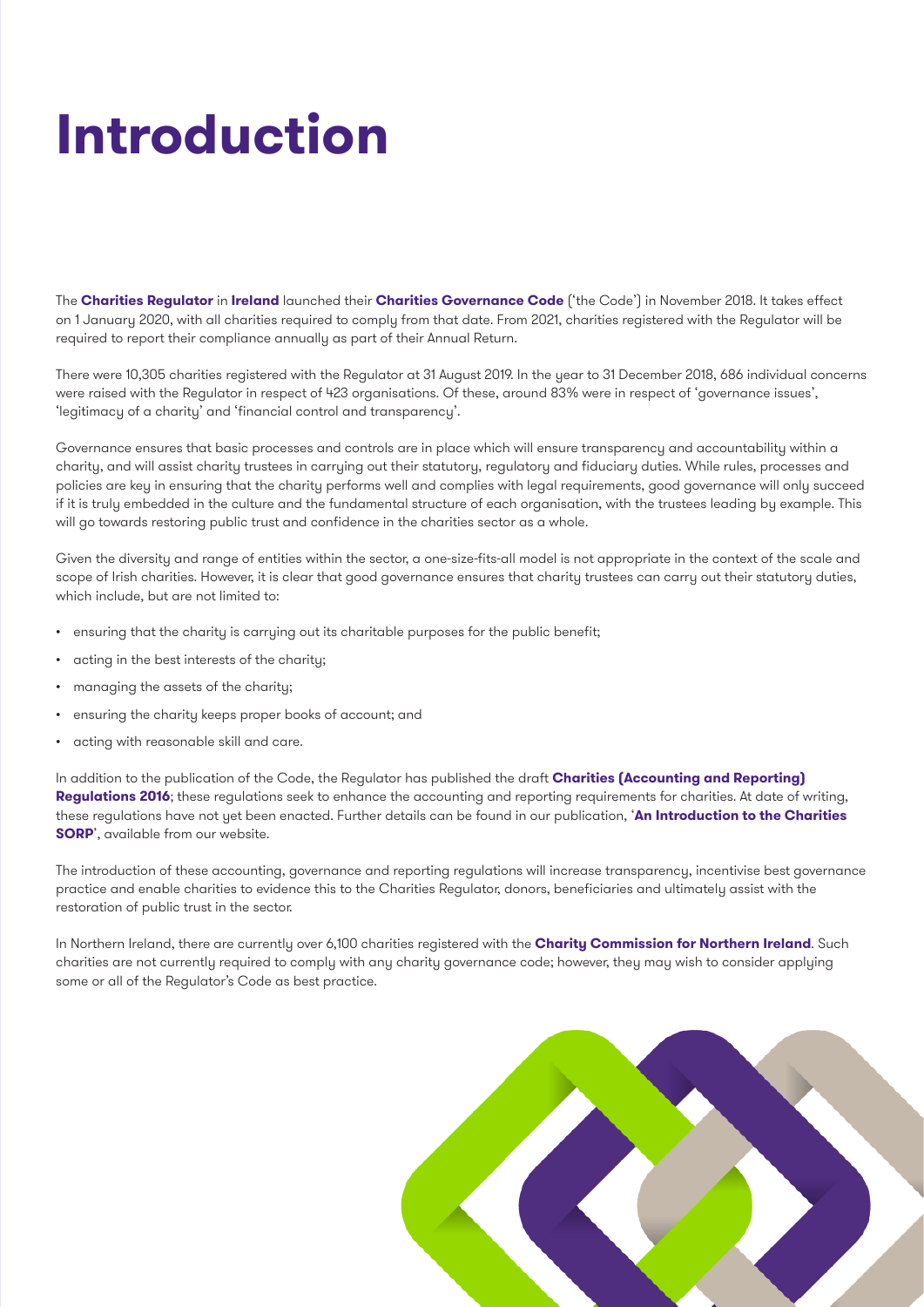# Introduction

The **Charities Regulator** in **Ireland** launched their **Charities Governance Code** ('the Code') in November 2018. It takes effect on 1 January 2020, with all charities required to comply from that date. From 2021, charities registered with the Regulator will be required to report their compliance annually as part of their Annual Return.

There were 10,305 charities registered with the Regulator at 31 August 2019. In the year to 31 December 2018, 686 individual concerns were raised with the Regulator in respect of 423 organisations. Of these, around 83% were in respect of 'governance issues', 'legitimacy of a charity' and 'financial control and transparency'.

Governance ensures that basic processes and controls are in place which will ensure transparency and accountability within a charity, and will assist charity trustees in carrying out their statutory, regulatory and fiduciary duties. While rules, processes and policies are key in ensuring that the charity performs well and complies with legal requirements, good governance will only succeed if it is truly embedded in the culture and the fundamental structure of each organisation, with the trustees leading by example. This will go towards restoring public trust and confidence in the charities sector as a whole.

Given the diversity and range of entities within the sector, a one-size-fits-all model is not appropriate in the context of the scale and scope of Irish charities. However, it is clear that good governance ensures that charity trustees can carry out their statutory duties, which include, but are not limited to:

- ensuring that the charity is carrying out its charitable purposes for the public benefit;
- acting in the best interests of the charity;
- managing the assets of the charity;
- ensuring the charity keeps proper books of account; and
- acting with reasonable skill and care.

In addition to the publication of the Code, the Regulator has published the draft **Charities (Accounting and Reporting) Regulations 2016**; these regulations seek to enhance the accounting and reporting requirements for charities. At date of writing, these regulations have not yet been enacted. Further details can be found in our publication, '**An Introduction to the Charities SORP**', available from our website.

The introduction of these accounting, governance and reporting regulations will increase transparency, incentivise best governance practice and enable charities to evidence this to the Charities Regulator, donors, beneficiaries and ultimately assist with the restoration of public trust in the sector.

In Northern Ireland, there are currently over 6,100 charities registered with the **Charity Commission for Northern Ireland**. Such charities are not currently required to comply with any charity governance code; however, they may wish to consider applying some or all of the Regulator's Code as best practice.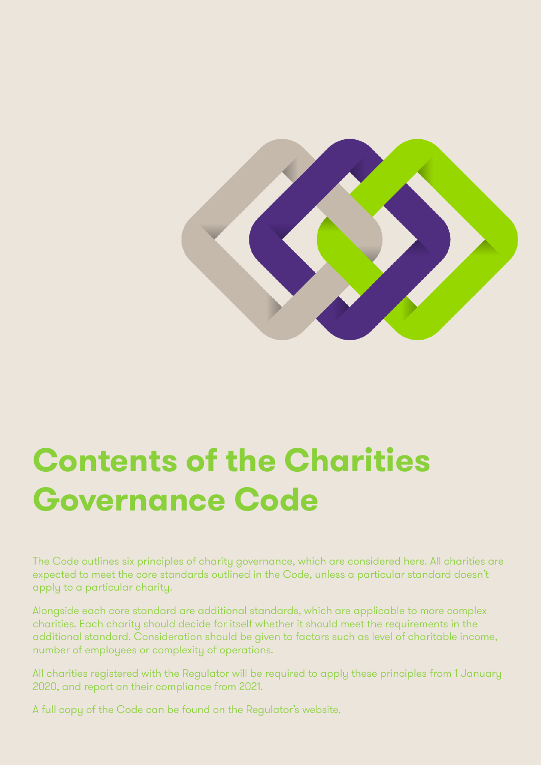# Contents of the Charities Governance Code

The Code outlines six principles of charity governance, which are considered here. All charities are expected to meet the core standards outlined in the Code, unless a particular standard doesn't apply to a particular charity.

Alongside each core standard are additional standards, which are applicable to more complex charities. Each charity should decide for itself whether it should meet the requirements in the additional standard. Consideration should be given to factors such as level of charitable income, number of employees or complexity of operations.

All charities registered with the Regulator will be required to apply these principles from 1 January 2020, and report on their compliance from 2021.

A full copy of the Code can be found on the Regulator's website.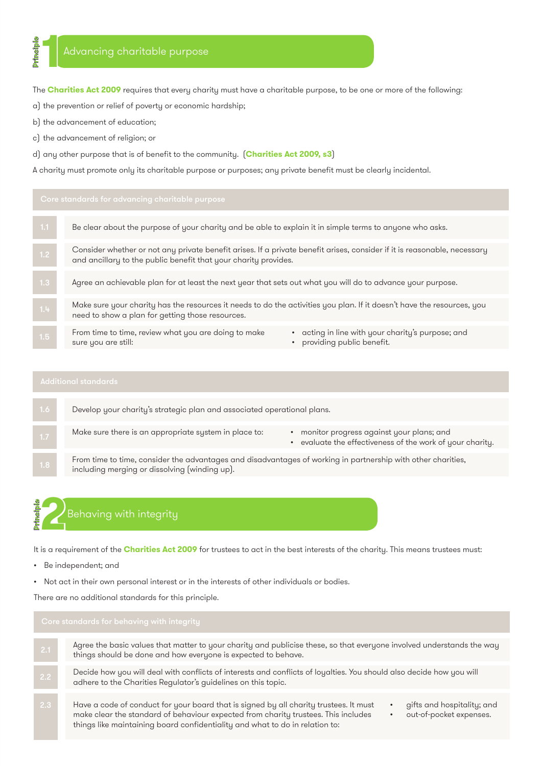# Principle 1 Advancing charitable purpose

The **Charities Act 2009** requires that every charity must have a charitable purpose, to be one or more of the following:

a) the prevention or relief of poverty or economic hardship;

b) the advancement of education;

c) the advancement of religion; or

d) any other purpose that is of benefit to the community. (**Charities Act 2009, s3**)

A charity must promote only its charitable purpose or purposes; any private benefit must be clearly incidental.

| Core standards for advancing charitable purpose | |
|---|---|
| 1.1 | Be clear about the purpose of your charity and be able to explain it in simple terms to anyone who asks. |
| 1.2 | Consider whether or not any private benefit arises. If a private benefit arises, consider if it is reasonable, necessary and ancillary to the public benefit that your charity provides. |
| 1.3 | Agree an achievable plan for at least the next year that sets out what you will do to advance your purpose. |
| 1.4 | Make sure your charity has the resources it needs to do the activities you plan. If it doesn't have the resources, you need to show a plan for getting those resources. |
| 1.5 | From time to time, review what you are doing to make sure you are still: • acting in line with your charity's purpose; and • providing public benefit. |

| Additional standards | |
|---|---|
| 1.6 | Develop your charity's strategic plan and associated operational plans. |
| 1.7 | Make sure there is an appropriate system in place to: • monitor progress against your plans; and • evaluate the effectiveness of the work of your charity. |
| 1.8 | From time to time, consider the advantages and disadvantages of working in partnership with other charities, including merging or dissolving (winding up). |

# Principle 2 Behaving with integrity

It is a requirement of the **Charities Act 2009** for trustees to act in the best interests of the charity. This means trustees must:

- Be independent; and
- Not act in their own personal interest or in the interests of other individuals or bodies.

There are no additional standards for this principle.

| Core standards for behaving with integrity | |
|---|---|
| 2.1 | Agree the basic values that matter to your charity and publicise these, so that everyone involved understands the way things should be done and how everyone is expected to behave. |
| 2.2 | Decide how you will deal with conflicts of interests and conflicts of loyalties. You should also decide how you will adhere to the Charities Regulator's guidelines on this topic. |
| 2.3 | Have a code of conduct for your board that is signed by all charity trustees. It must make clear the standard of behaviour expected from charity trustees. This includes things like maintaining board confidentiality and what to do in relation to: • gifts and hospitality; and • out-of-pocket expenses. |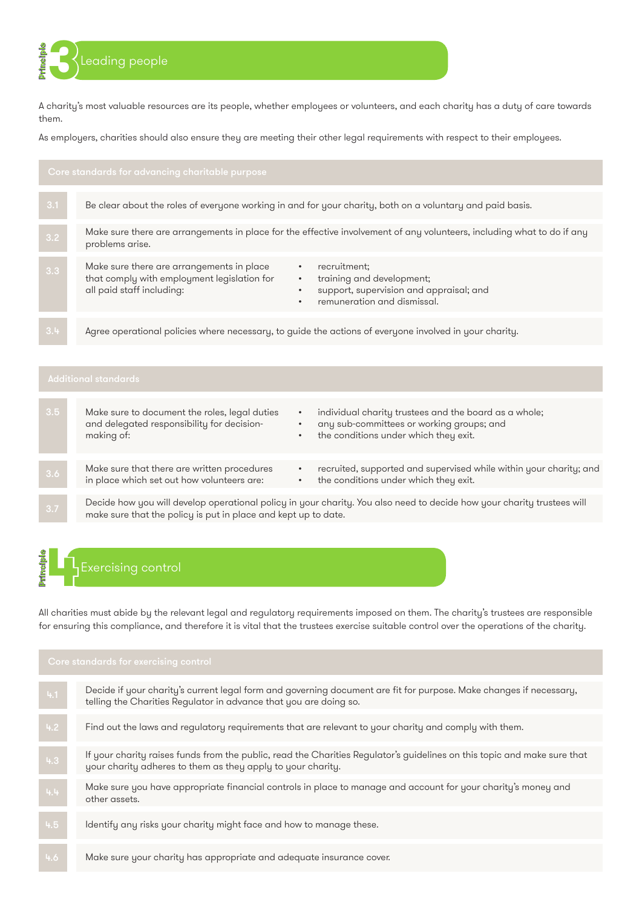## Principle 3 Leading people

A charity's most valuable resources are its people, whether employees or volunteers, and each charity has a duty of care towards them.

As employers, charities should also ensure they are meeting their other legal requirements with respect to their employees.

| Core standards for advancing charitable purpose | |
|---|---|
| 3.1 | Be clear about the roles of everyone working in and for your charity, both on a voluntary and paid basis. |
| 3.2 | Make sure there are arrangements in place for the effective involvement of any volunteers, including what to do if any problems arise. |
| 3.3 | Make sure there are arrangements in place that comply with employment legislation for all paid staff including:<br>• recruitment;<br>• training and development;<br>• support, supervision and appraisal; and<br>• remuneration and dismissal. |
| 3.4 | Agree operational policies where necessary, to guide the actions of everyone involved in your charity. |

| Additional standards | |
|---|---|
| 3.5 | Make sure to document the roles, legal duties and delegated responsibility for decision-making of:<br>• individual charity trustees and the board as a whole;<br>• any sub-committees or working groups; and<br>• the conditions under which they exit. |
| 3.6 | Make sure that there are written procedures in place which set out how volunteers are:<br>• recruited, supported and supervised while within your charity; and<br>• the conditions under which they exit. |
| 3.7 | Decide how you will develop operational policy in your charity. You also need to decide how your charity trustees will make sure that the policy is put in place and kept up to date. |

## Principle 4 Exercising control

All charities must abide by the relevant legal and regulatory requirements imposed on them. The charity's trustees are responsible for ensuring this compliance, and therefore it is vital that the trustees exercise suitable control over the operations of the charity.

| Core standards for exercising control | |
|---|---|
| 4.1 | Decide if your charity's current legal form and governing document are fit for purpose. Make changes if necessary, telling the Charities Regulator in advance that you are doing so. |
| 4.2 | Find out the laws and regulatory requirements that are relevant to your charity and comply with them. |
| 4.3 | If your charity raises funds from the public, read the Charities Regulator's guidelines on this topic and make sure that your charity adheres to them as they apply to your charity. |
| 4.4 | Make sure you have appropriate financial controls in place to manage and account for your charity's money and other assets. |
| 4.5 | Identify any risks your charity might face and how to manage these. |
| 4.6 | Make sure your charity has appropriate and adequate insurance cover. |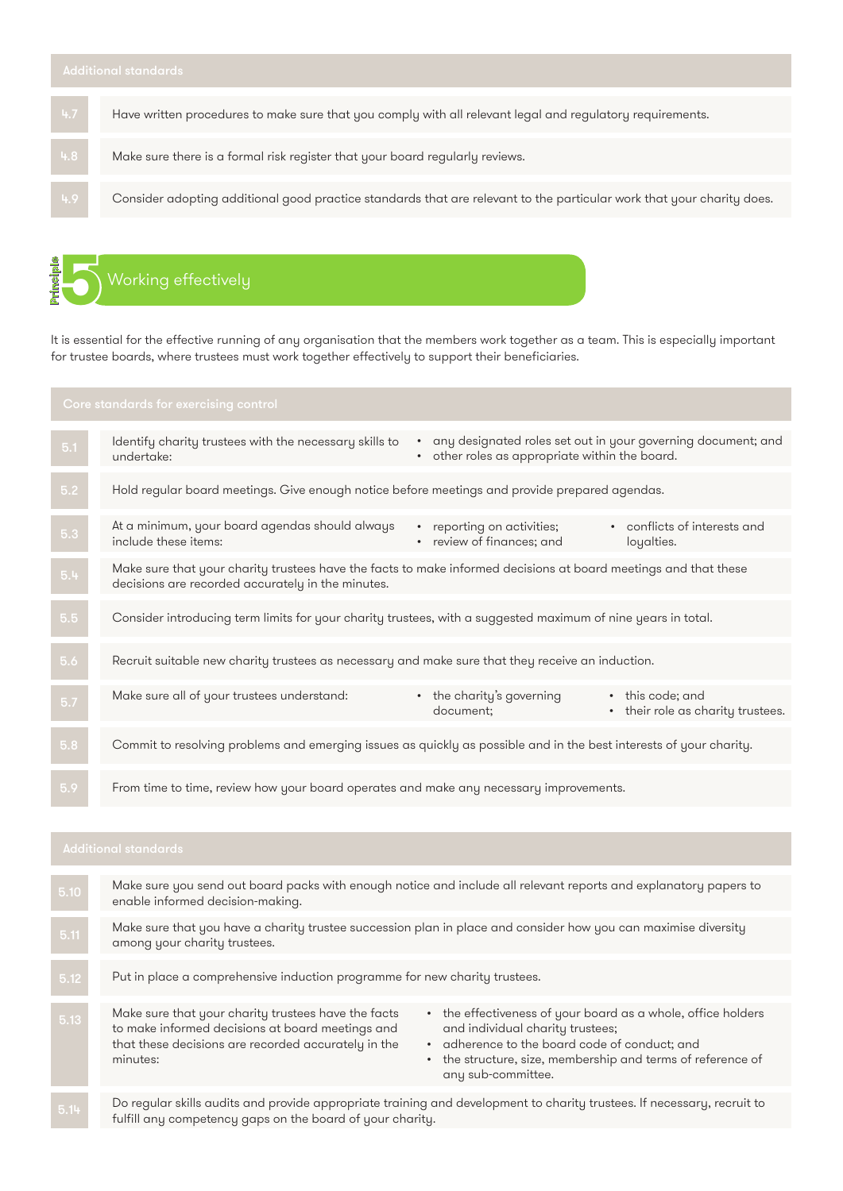## Additional standards

| | |
|---|---|
| 4.7 | Have written procedures to make sure that you comply with all relevant legal and regulatory requirements. |
| 4.8 | Make sure there is a formal risk register that your board regularly reviews. |
| 4.9 | Consider adopting additional good practice standards that are relevant to the particular work that your charity does. |

# Principle 5 Working effectively

It is essential for the effective running of any organisation that the members work together as a team. This is especially important for trustee boards, where trustees must work together effectively to support their beneficiaries.

## Core standards for exercising control

| | |
|---|---|
| 5.1 | Identify charity trustees with the necessary skills to undertake:<br>• any designated roles set out in your governing document; and<br>• other roles as appropriate within the board. |
| 5.2 | Hold regular board meetings. Give enough notice before meetings and provide prepared agendas. |
| 5.3 | At a minimum, your board agendas should always include these items:<br>• reporting on activities;<br>• review of finances; and<br>• conflicts of interests and loyalties. |
| 5.4 | Make sure that your charity trustees have the facts to make informed decisions at board meetings and that these decisions are recorded accurately in the minutes. |
| 5.5 | Consider introducing term limits for your charity trustees, with a suggested maximum of nine years in total. |
| 5.6 | Recruit suitable new charity trustees as necessary and make sure that they receive an induction. |
| 5.7 | Make sure all of your trustees understand:<br>• the charity's governing document;<br>• this code; and<br>• their role as charity trustees. |
| 5.8 | Commit to resolving problems and emerging issues as quickly as possible and in the best interests of your charity. |
| 5.9 | From time to time, review how your board operates and make any necessary improvements. |

## Additional standards

| | |
|---|---|
| 5.10 | Make sure you send out board packs with enough notice and include all relevant reports and explanatory papers to enable informed decision-making. |
| 5.11 | Make sure that you have a charity trustee succession plan in place and consider how you can maximise diversity among your charity trustees. |
| 5.12 | Put in place a comprehensive induction programme for new charity trustees. |
| 5.13 | Make sure that your charity trustees have the facts to make informed decisions at board meetings and that these decisions are recorded accurately in the minutes:<br>• the effectiveness of your board as a whole, office holders and individual charity trustees;<br>• adherence to the board code of conduct; and<br>• the structure, size, membership and terms of reference of any sub-committee. |
| 5.14 | Do regular skills audits and provide appropriate training and development to charity trustees. If necessary, recruit to fulfill any competency gaps on the board of your charity. |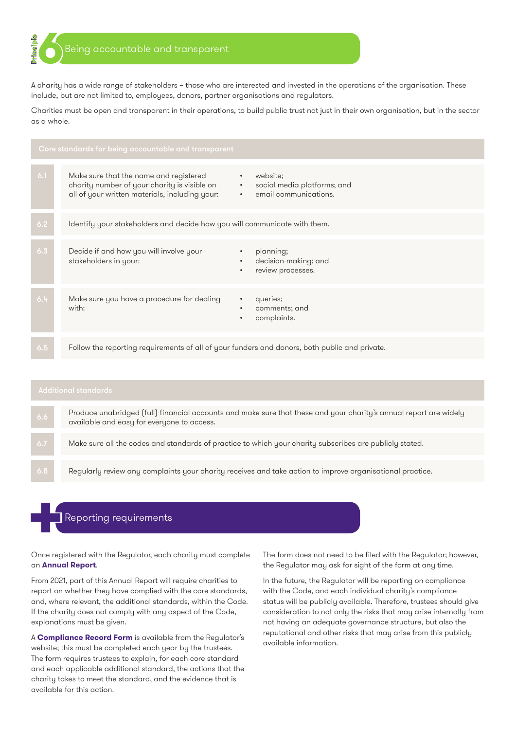# Principle 6 Being accountable and transparent

A charity has a wide range of stakeholders – those who are interested and invested in the operations of the organisation. These include, but are not limited to, employees, donors, partner organisations and regulators.

Charities must be open and transparent in their operations, to build public trust not just in their own organisation, but in the sector as a whole.

| Core standards for being accountable and transparent | |
|---|---|
| 6.1 | Make sure that the name and registered charity number of your charity is visible on all of your written materials, including your: • website; • social media platforms; and • email communications. |
| 6.2 | Identify your stakeholders and decide how you will communicate with them. |
| 6.3 | Decide if and how you will involve your stakeholders in your: • planning; • decision-making; and • review processes. |
| 6.4 | Make sure you have a procedure for dealing with: • queries; • comments; and • complaints. |
| 6.5 | Follow the reporting requirements of all of your funders and donors, both public and private. |

| Additional standards | |
|---|---|
| 6.6 | Produce unabridged (full) financial accounts and make sure that these and your charity's annual report are widely available and easy for everyone to access. |
| 6.7 | Make sure all the codes and standards of practice to which your charity subscribes are publicly stated. |
| 6.8 | Regularly review any complaints your charity receives and take action to improve organisational practice. |

## Reporting requirements

Once registered with the Regulator, each charity must complete an **Annual Report**.

From 2021, part of this Annual Report will require charities to report on whether they have complied with the core standards, and, where relevant, the additional standards, within the Code. If the charity does not comply with any aspect of the Code, explanations must be given.

A **Compliance Record Form** is available from the Regulator's website; this must be completed each year by the trustees. The form requires trustees to explain, for each core standard and each applicable additional standard, the actions that the charity takes to meet the standard, and the evidence that is available for this action.

The form does not need to be filed with the Regulator; however, the Regulator may ask for sight of the form at any time.

In the future, the Regulator will be reporting on compliance with the Code, and each individual charity's compliance status will be publicly available. Therefore, trustees should give consideration to not only the risks that may arise internally from not having an adequate governance structure, but also the reputational and other risks that may arise from this publicly available information.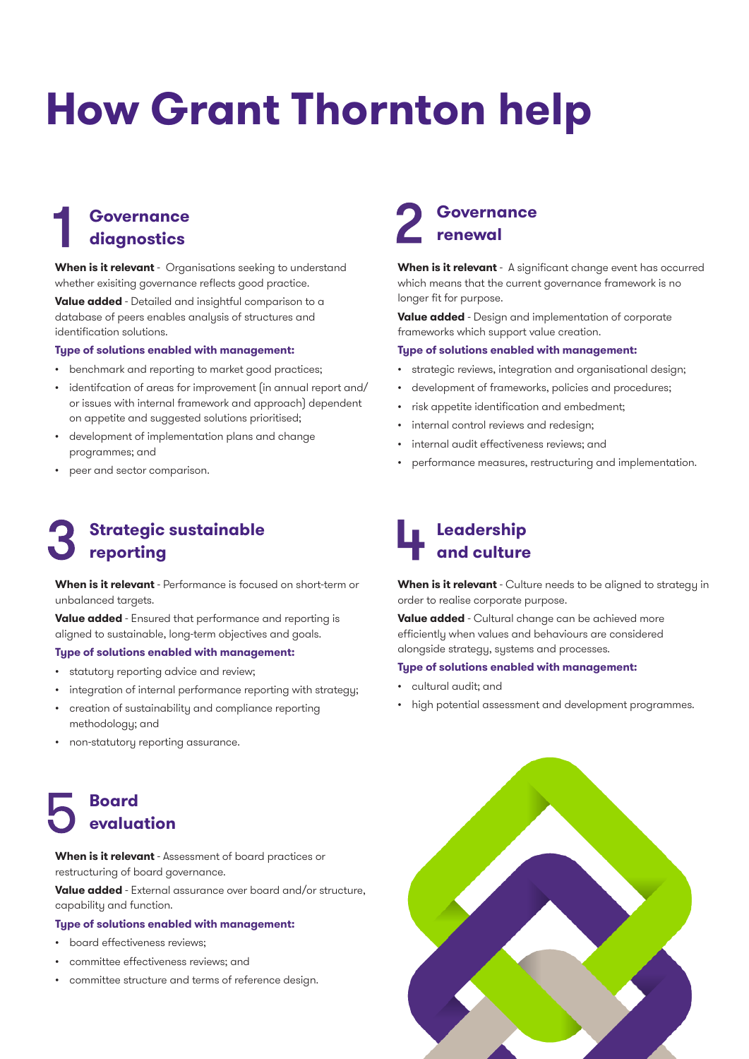# How Grant Thornton help

## 1 Governance diagnostics

**When is it relevant** - Organisations seeking to understand whether exisiting governance reflects good practice.

**Value added** - Detailed and insightful comparison to a database of peers enables analysis of structures and identification solutions.

**Type of solutions enabled with management:**

- benchmark and reporting to market good practices;
- identifcation of areas for improvement (in annual report and/or issues with internal framework and approach) dependent on appetite and suggested solutions prioritised;
- development of implementation plans and change programmes; and
- peer and sector comparison.

## 2 Governance renewal

**When is it relevant** - A significant change event has occurred which means that the current governance framework is no longer fit for purpose.

**Value added** - Design and implementation of corporate frameworks which support value creation.

**Type of solutions enabled with management:**

- strategic reviews, integration and organisational design;
- development of frameworks, policies and procedures;
- risk appetite identification and embedment;
- internal control reviews and redesign;
- internal audit effectiveness reviews; and
- performance measures, restructuring and implementation.

## 3 Strategic sustainable reporting

**When is it relevant** - Performance is focused on short-term or unbalanced targets.

**Value added** - Ensured that performance and reporting is aligned to sustainable, long-term objectives and goals.

**Type of solutions enabled with management:**

- statutory reporting advice and review;
- integration of internal performance reporting with strategy;
- creation of sustainability and compliance reporting methodology; and
- non-statutory reporting assurance.

## 4 Leadership and culture

**When is it relevant** - Culture needs to be aligned to strategy in order to realise corporate purpose.

**Value added** - Cultural change can be achieved more efficiently when values and behaviours are considered alongside strategy, systems and processes.

**Type of solutions enabled with management:**

- cultural audit; and
- high potential assessment and development programmes.

## 5 Board evaluation

**When is it relevant** - Assessment of board practices or restructuring of board governance.

**Value added** - External assurance over board and/or structure, capability and function.

**Type of solutions enabled with management:**

- board effectiveness reviews;
- committee effectiveness reviews; and
- committee structure and terms of reference design.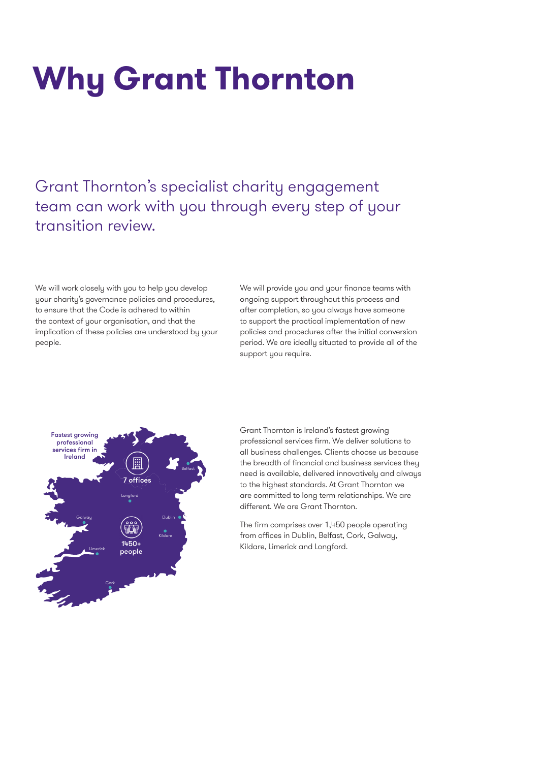# Why Grant Thornton

## Grant Thornton's specialist charity engagement team can work with you through every step of your transition review.

We will work closely with you to help you develop your charity's governance policies and procedures, to ensure that the Code is adhered to within the context of your organisation, and that the implication of these policies are understood by your people.

We will provide you and your finance teams with ongoing support throughout this process and after completion, so you always have someone to support the practical implementation of new policies and procedures after the initial conversion period. We are ideally situated to provide all of the support you require.

Fastest growing professional services firm in Ireland

7 offices

1450+ people

Belfast, Longford, Galway, Dublin, Kildare, Limerick, Cork

Grant Thornton is Ireland's fastest growing professional services firm. We deliver solutions to all business challenges. Clients choose us because the breadth of financial and business services they need is available, delivered innovatively and always to the highest standards. At Grant Thornton we are committed to long term relationships. We are different. We are Grant Thornton.

The firm comprises over 1,450 people operating from offices in Dublin, Belfast, Cork, Galway, Kildare, Limerick and Longford.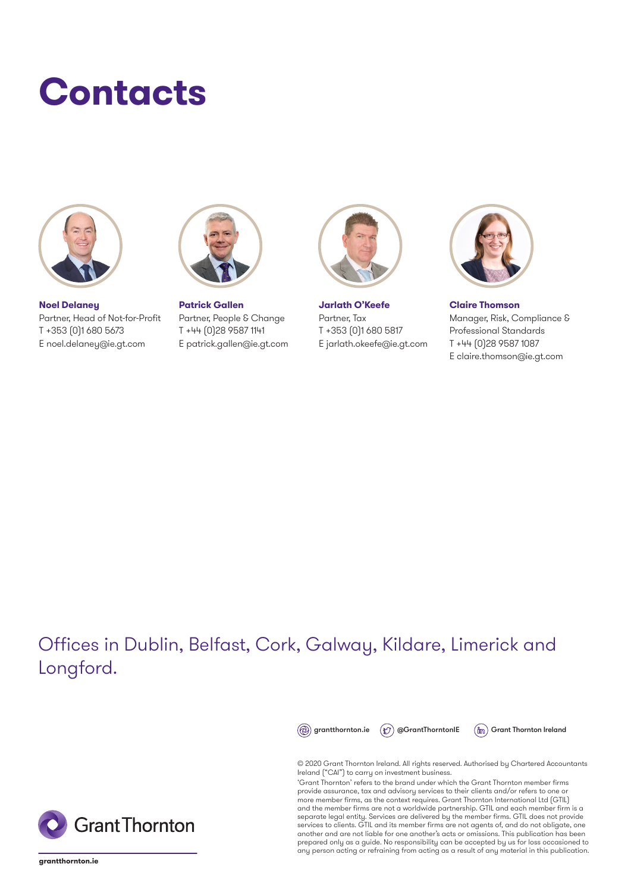# Contacts

**Noel Delaney**
Partner, Head of Not-for-Profit
T +353 (0)1 680 5673
E noel.delaney@ie.gt.com

**Patrick Gallen**
Partner, People & Change
T +44 (0)28 9587 1141
E patrick.gallen@ie.gt.com

**Jarlath O'Keefe**
Partner, Tax
T +353 (0)1 680 5817
E jarlath.okeefe@ie.gt.com

**Claire Thomson**
Manager, Risk, Compliance & Professional Standards
T +44 (0)28 9587 1087
E claire.thomson@ie.gt.com

Offices in Dublin, Belfast, Cork, Galway, Kildare, Limerick and Longford.

grantthornton.ie   @GrantThorntonIE   Grant Thornton Ireland

© 2020 Grant Thornton Ireland. All rights reserved. Authorised by Chartered Accountants Ireland ("CAI") to carry on investment business.
'Grant Thornton' refers to the brand under which the Grant Thornton member firms provide assurance, tax and advisory services to their clients and/or refers to one or more member firms, as the context requires. Grant Thornton International Ltd (GTIL) and the member firms are not a worldwide partnership. GTIL and each member firm is a separate legal entity. Services are delivered by the member firms. GTIL does not provide services to clients. GTIL and its member firms are not agents of, and do not obligate, one another and are not liable for one another's acts or omissions. This publication has been prepared only as a guide. No responsibility can be accepted by us for loss occasioned to any person acting or refraining from acting as a result of any material in this publication.

Grant Thornton

grantthornton.ie